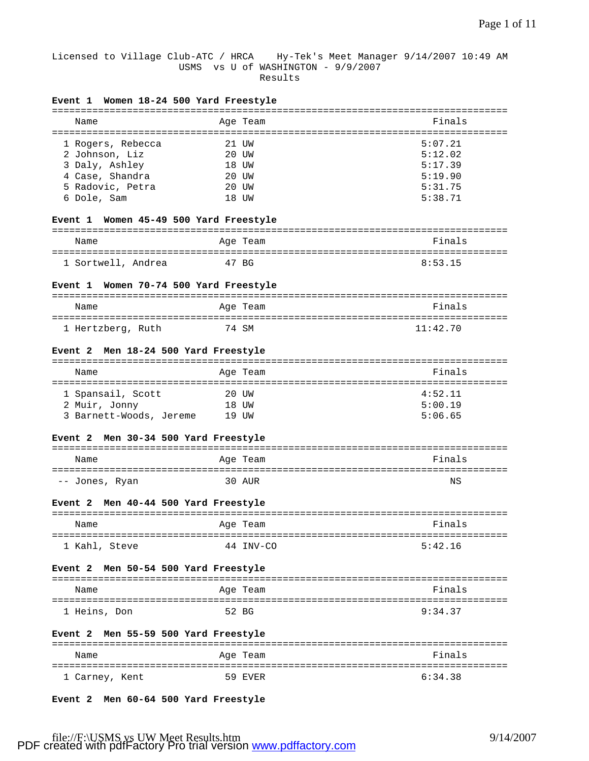Licensed to Village Club-ATC / HRCA    Hy-Tek's Meet Manager 9/14/2007 10:49 AM

USMS vs U of WASHINGTON - 9/9/2007

Results

**Event 1  Women 18-24 500 Yard Freestyle**

| | Name | Age | Team | Finals |
|---|---|---|---|---|
| 1 | Rogers, Rebecca | 21 | UW | 5:07.21 |
| 2 | Johnson, Liz | 20 | UW | 5:12.02 |
| 3 | Daly, Ashley | 18 | UW | 5:17.39 |
| 4 | Case, Shandra | 20 | UW | 5:19.90 |
| 5 | Radovic, Petra | 20 | UW | 5:31.75 |
| 6 | Dole, Sam | 18 | UW | 5:38.71 |

**Event 1  Women 45-49 500 Yard Freestyle**

| | Name | Age | Team | Finals |
|---|---|---|---|---|
| 1 | Sortwell, Andrea | 47 | BG | 8:53.15 |

**Event 1  Women 70-74 500 Yard Freestyle**

| | Name | Age | Team | Finals |
|---|---|---|---|---|
| 1 | Hertzberg, Ruth | 74 | SM | 11:42.70 |

**Event 2  Men 18-24 500 Yard Freestyle**

| | Name | Age | Team | Finals |
|---|---|---|---|---|
| 1 | Spansail, Scott | 20 | UW | 4:52.11 |
| 2 | Muir, Jonny | 18 | UW | 5:00.19 |
| 3 | Barnett-Woods, Jereme | 19 | UW | 5:06.65 |

**Event 2  Men 30-34 500 Yard Freestyle**

| | Name | Age | Team | Finals |
|---|---|---|---|---|
| -- | Jones, Ryan | 30 | AUR | NS |

**Event 2  Men 40-44 500 Yard Freestyle**

| | Name | Age | Team | Finals |
|---|---|---|---|---|
| 1 | Kahl, Steve | 44 | INV-CO | 5:42.16 |

**Event 2  Men 50-54 500 Yard Freestyle**

| | Name | Age | Team | Finals |
|---|---|---|---|---|
| 1 | Heins, Don | 52 | BG | 9:34.37 |

**Event 2  Men 55-59 500 Yard Freestyle**

| | Name | Age | Team | Finals |
|---|---|---|---|---|
| 1 | Carney, Kent | 59 | EVER | 6:34.38 |

**Event 2  Men 60-64 500 Yard Freestyle**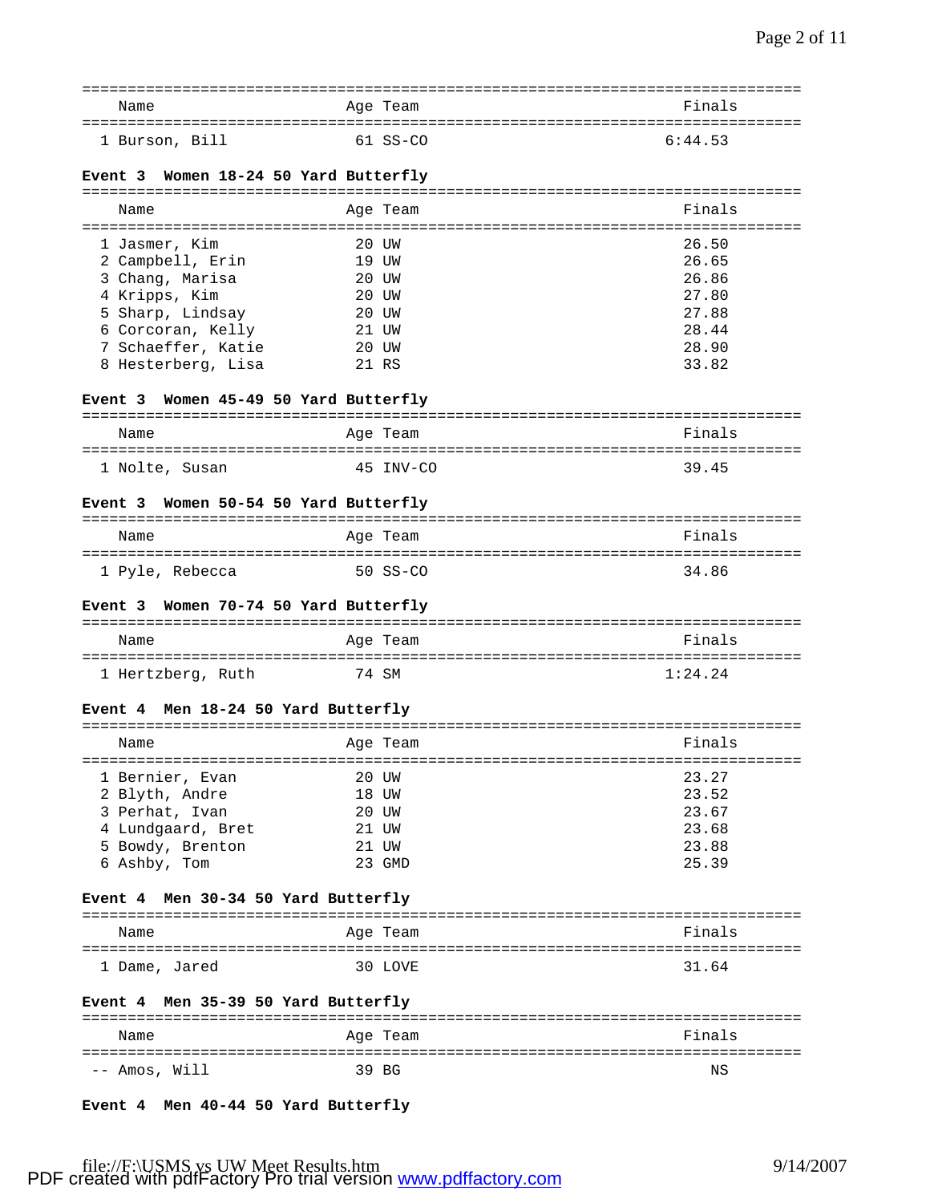| Name | Age | Team | Finals |
|---|---|---|---|
| 1 Burson, Bill | 61 | SS-CO | 6:44.53 |

**Event 3 Women 18-24 50 Yard Butterfly**

| Name | Age | Team | Finals |
|---|---|---|---|
| 1 Jasmer, Kim | 20 | UW | 26.50 |
| 2 Campbell, Erin | 19 | UW | 26.65 |
| 3 Chang, Marisa | 20 | UW | 26.86 |
| 4 Kripps, Kim | 20 | UW | 27.80 |
| 5 Sharp, Lindsay | 20 | UW | 27.88 |
| 6 Corcoran, Kelly | 21 | UW | 28.44 |
| 7 Schaeffer, Katie | 20 | UW | 28.90 |
| 8 Hesterberg, Lisa | 21 | RS | 33.82 |

**Event 3 Women 45-49 50 Yard Butterfly**

| Name | Age | Team | Finals |
|---|---|---|---|
| 1 Nolte, Susan | 45 | INV-CO | 39.45 |

**Event 3 Women 50-54 50 Yard Butterfly**

| Name | Age | Team | Finals |
|---|---|---|---|
| 1 Pyle, Rebecca | 50 | SS-CO | 34.86 |

**Event 3 Women 70-74 50 Yard Butterfly**

| Name | Age | Team | Finals |
|---|---|---|---|
| 1 Hertzberg, Ruth | 74 | SM | 1:24.24 |

**Event 4 Men 18-24 50 Yard Butterfly**

| Name | Age | Team | Finals |
|---|---|---|---|
| 1 Bernier, Evan | 20 | UW | 23.27 |
| 2 Blyth, Andre | 18 | UW | 23.52 |
| 3 Perhat, Ivan | 20 | UW | 23.67 |
| 4 Lundgaard, Bret | 21 | UW | 23.68 |
| 5 Bowdy, Brenton | 21 | UW | 23.88 |
| 6 Ashby, Tom | 23 | GMD | 25.39 |

**Event 4 Men 30-34 50 Yard Butterfly**

| Name | Age | Team | Finals |
|---|---|---|---|
| 1 Dame, Jared | 30 | LOVE | 31.64 |

**Event 4 Men 35-39 50 Yard Butterfly**

| Name | Age | Team | Finals |
|---|---|---|---|
| -- Amos, Will | 39 | BG | NS |

**Event 4 Men 40-44 50 Yard Butterfly**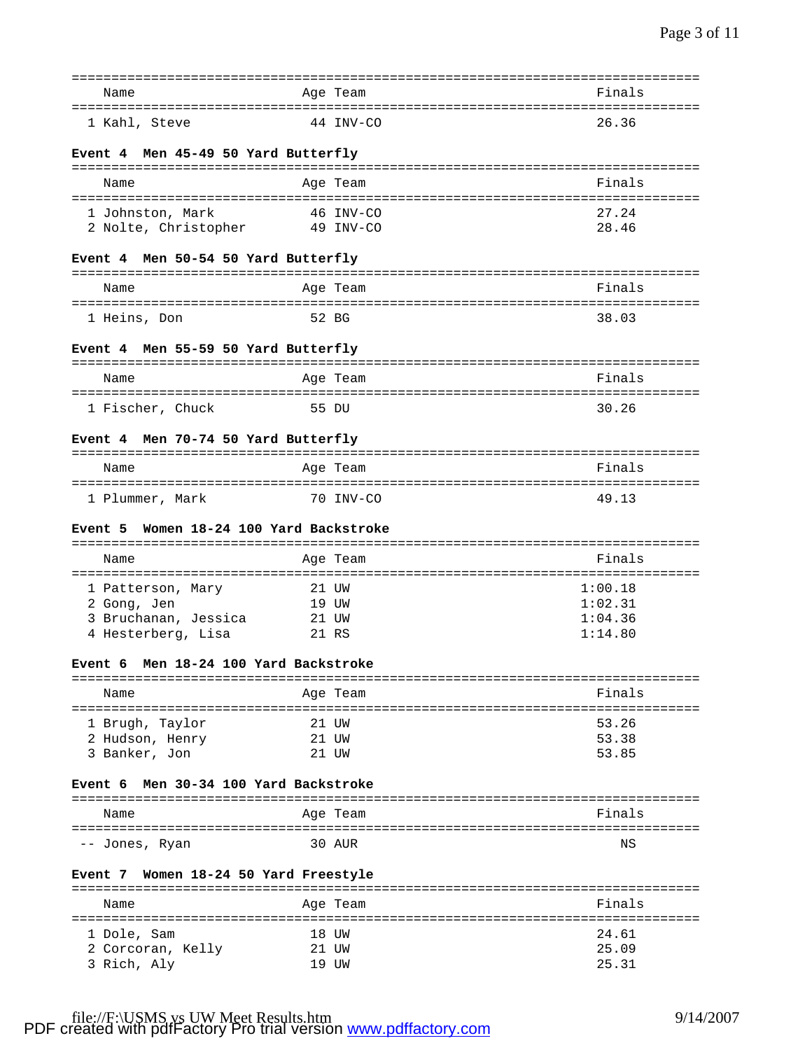| | Name | Age | Team | Finals |
|---|---|---|---|---|
| 1 | Kahl, Steve | 44 | INV-CO | 26.36 |

**Event 4 Men 45-49 50 Yard Butterfly**

| | Name | Age | Team | Finals |
|---|---|---|---|---|
| 1 | Johnston, Mark | 46 | INV-CO | 27.24 |
| 2 | Nolte, Christopher | 49 | INV-CO | 28.46 |

**Event 4 Men 50-54 50 Yard Butterfly**

| | Name | Age | Team | Finals |
|---|---|---|---|---|
| 1 | Heins, Don | 52 | BG | 38.03 |

**Event 4 Men 55-59 50 Yard Butterfly**

| | Name | Age | Team | Finals |
|---|---|---|---|---|
| 1 | Fischer, Chuck | 55 | DU | 30.26 |

**Event 4 Men 70-74 50 Yard Butterfly**

| | Name | Age | Team | Finals |
|---|---|---|---|---|
| 1 | Plummer, Mark | 70 | INV-CO | 49.13 |

**Event 5 Women 18-24 100 Yard Backstroke**

| | Name | Age | Team | Finals |
|---|---|---|---|---|
| 1 | Patterson, Mary | 21 | UW | 1:00.18 |
| 2 | Gong, Jen | 19 | UW | 1:02.31 |
| 3 | Bruchanan, Jessica | 21 | UW | 1:04.36 |
| 4 | Hesterberg, Lisa | 21 | RS | 1:14.80 |

**Event 6 Men 18-24 100 Yard Backstroke**

| | Name | Age | Team | Finals |
|---|---|---|---|---|
| 1 | Brugh, Taylor | 21 | UW | 53.26 |
| 2 | Hudson, Henry | 21 | UW | 53.38 |
| 3 | Banker, Jon | 21 | UW | 53.85 |

**Event 6 Men 30-34 100 Yard Backstroke**

| | Name | Age | Team | Finals |
|---|---|---|---|---|
| -- | Jones, Ryan | 30 | AUR | NS |

**Event 7 Women 18-24 50 Yard Freestyle**

| | Name | Age | Team | Finals |
|---|---|---|---|---|
| 1 | Dole, Sam | 18 | UW | 24.61 |
| 2 | Corcoran, Kelly | 21 | UW | 25.09 |
| 3 | Rich, Aly | 19 | UW | 25.31 |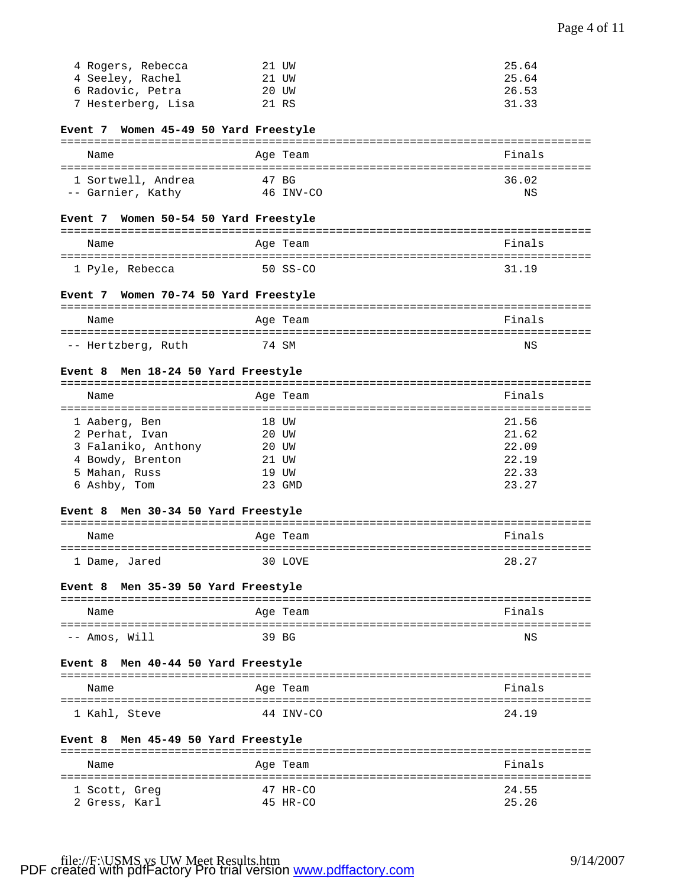| Name | Age | Team | Finals |
|---|---|---|---|
| 4 Rogers, Rebecca | 21 | UW | 25.64 |
| 4 Seeley, Rachel | 21 | UW | 25.64 |
| 6 Radovic, Petra | 20 | UW | 26.53 |
| 7 Hesterberg, Lisa | 21 | RS | 31.33 |

**Event 7 Women 45-49 50 Yard Freestyle**

| Name | Age | Team | Finals |
|---|---|---|---|
| 1 Sortwell, Andrea | 47 | BG | 36.02 |
| -- Garnier, Kathy | 46 | INV-CO | NS |

**Event 7 Women 50-54 50 Yard Freestyle**

| Name | Age | Team | Finals |
|---|---|---|---|
| 1 Pyle, Rebecca | 50 | SS-CO | 31.19 |

**Event 7 Women 70-74 50 Yard Freestyle**

| Name | Age | Team | Finals |
|---|---|---|---|
| -- Hertzberg, Ruth | 74 | SM | NS |

**Event 8 Men 18-24 50 Yard Freestyle**

| Name | Age | Team | Finals |
|---|---|---|---|
| 1 Aaberg, Ben | 18 | UW | 21.56 |
| 2 Perhat, Ivan | 20 | UW | 21.62 |
| 3 Falaniko, Anthony | 20 | UW | 22.09 |
| 4 Bowdy, Brenton | 21 | UW | 22.19 |
| 5 Mahan, Russ | 19 | UW | 22.33 |
| 6 Ashby, Tom | 23 | GMD | 23.27 |

**Event 8 Men 30-34 50 Yard Freestyle**

| Name | Age | Team | Finals |
|---|---|---|---|
| 1 Dame, Jared | 30 | LOVE | 28.27 |

**Event 8 Men 35-39 50 Yard Freestyle**

| Name | Age | Team | Finals |
|---|---|---|---|
| -- Amos, Will | 39 | BG | NS |

**Event 8 Men 40-44 50 Yard Freestyle**

| Name | Age | Team | Finals |
|---|---|---|---|
| 1 Kahl, Steve | 44 | INV-CO | 24.19 |

**Event 8 Men 45-49 50 Yard Freestyle**

| Name | Age | Team | Finals |
|---|---|---|---|
| 1 Scott, Greg | 47 | HR-CO | 24.55 |
| 2 Gress, Karl | 45 | HR-CO | 25.26 |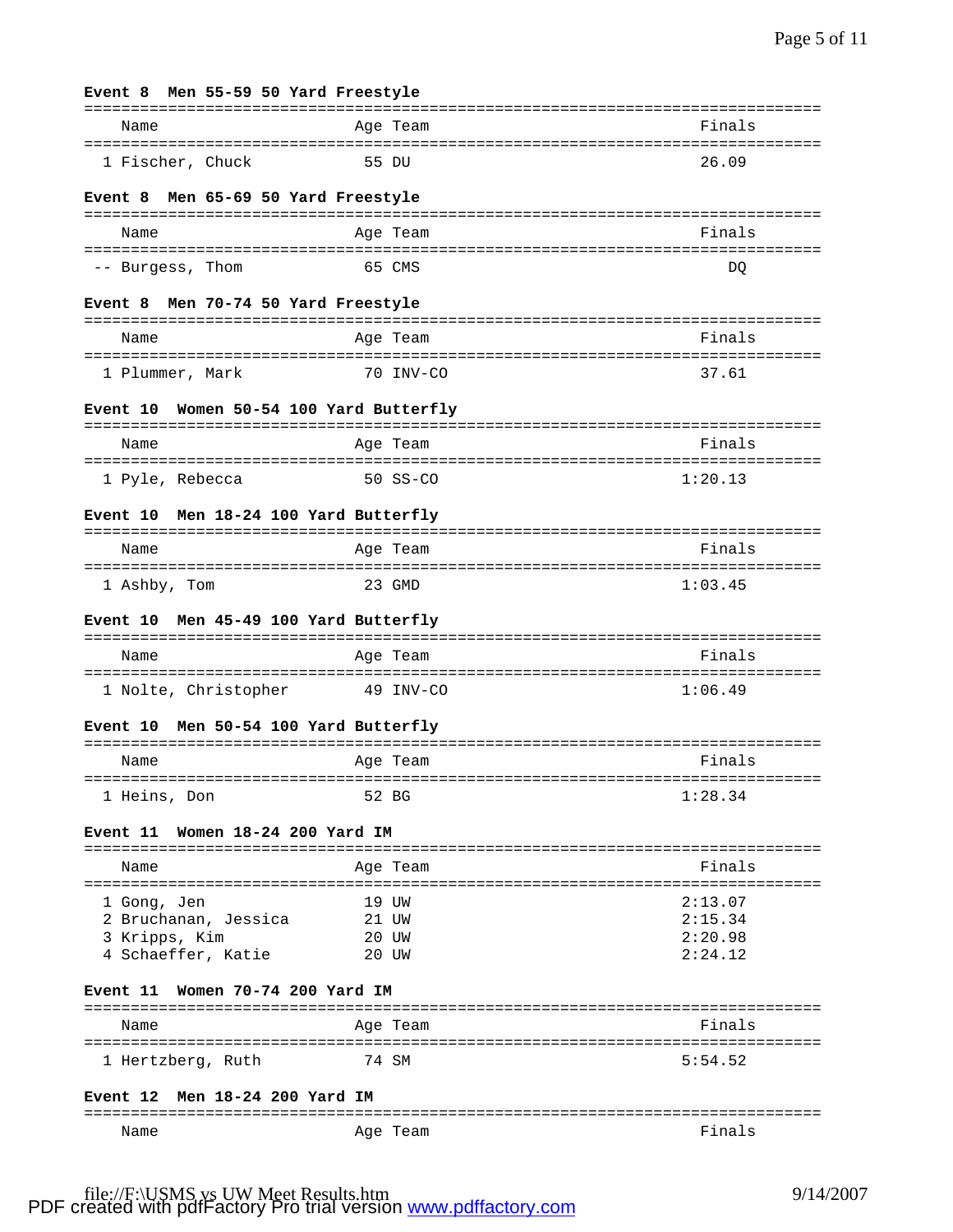**Event 8 Men 55-59 50 Yard Freestyle**

| | Name | Age | Team | Finals |
|---|---|---|---|---|
| 1 | Fischer, Chuck | 55 | DU | 26.09 |

**Event 8 Men 65-69 50 Yard Freestyle**

| | Name | Age | Team | Finals |
|---|---|---|---|---|
| -- | Burgess, Thom | 65 | CMS | DQ |

**Event 8 Men 70-74 50 Yard Freestyle**

| | Name | Age | Team | Finals |
|---|---|---|---|---|
| 1 | Plummer, Mark | 70 | INV-CO | 37.61 |

**Event 10 Women 50-54 100 Yard Butterfly**

| | Name | Age | Team | Finals |
|---|---|---|---|---|
| 1 | Pyle, Rebecca | 50 | SS-CO | 1:20.13 |

**Event 10 Men 18-24 100 Yard Butterfly**

| | Name | Age | Team | Finals |
|---|---|---|---|---|
| 1 | Ashby, Tom | 23 | GMD | 1:03.45 |

**Event 10 Men 45-49 100 Yard Butterfly**

| | Name | Age | Team | Finals |
|---|---|---|---|---|
| 1 | Nolte, Christopher | 49 | INV-CO | 1:06.49 |

**Event 10 Men 50-54 100 Yard Butterfly**

| | Name | Age | Team | Finals |
|---|---|---|---|---|
| 1 | Heins, Don | 52 | BG | 1:28.34 |

**Event 11 Women 18-24 200 Yard IM**

| | Name | Age | Team | Finals |
|---|---|---|---|---|
| 1 | Gong, Jen | 19 | UW | 2:13.07 |
| 2 | Bruchanan, Jessica | 21 | UW | 2:15.34 |
| 3 | Kripps, Kim | 20 | UW | 2:20.98 |
| 4 | Schaeffer, Katie | 20 | UW | 2:24.12 |

**Event 11 Women 70-74 200 Yard IM**

| | Name | Age | Team | Finals |
|---|---|---|---|---|
| 1 | Hertzberg, Ruth | 74 | SM | 5:54.52 |

**Event 12 Men 18-24 200 Yard IM**

| | Name | Age | Team | Finals |
|---|---|---|---|---|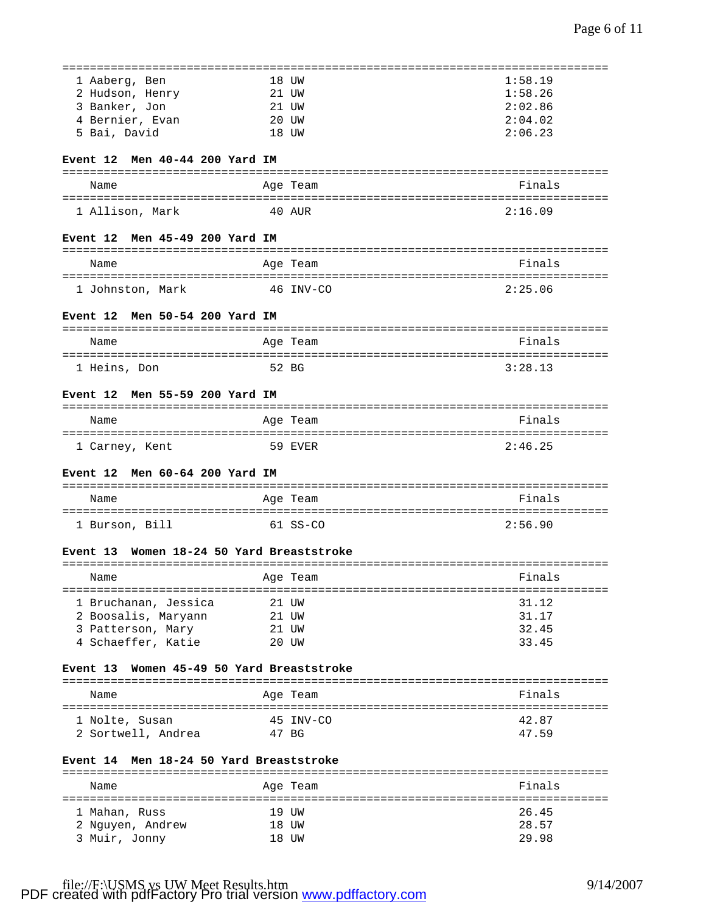| | Name | Age | Team | Finals |
|---|---|---|---|---|
| 1 | Aaberg, Ben | 18 | UW | 1:58.19 |
| 2 | Hudson, Henry | 21 | UW | 1:58.26 |
| 3 | Banker, Jon | 21 | UW | 2:02.86 |
| 4 | Bernier, Evan | 20 | UW | 2:04.02 |
| 5 | Bai, David | 18 | UW | 2:06.23 |

**Event 12 Men 40-44 200 Yard IM**

| | Name | Age | Team | Finals |
|---|---|---|---|---|
| 1 | Allison, Mark | 40 | AUR | 2:16.09 |

**Event 12 Men 45-49 200 Yard IM**

| | Name | Age | Team | Finals |
|---|---|---|---|---|
| 1 | Johnston, Mark | 46 | INV-CO | 2:25.06 |

**Event 12 Men 50-54 200 Yard IM**

| | Name | Age | Team | Finals |
|---|---|---|---|---|
| 1 | Heins, Don | 52 | BG | 3:28.13 |

**Event 12 Men 55-59 200 Yard IM**

| | Name | Age | Team | Finals |
|---|---|---|---|---|
| 1 | Carney, Kent | 59 | EVER | 2:46.25 |

**Event 12 Men 60-64 200 Yard IM**

| | Name | Age | Team | Finals |
|---|---|---|---|---|
| 1 | Burson, Bill | 61 | SS-CO | 2:56.90 |

**Event 13 Women 18-24 50 Yard Breaststroke**

| | Name | Age | Team | Finals |
|---|---|---|---|---|
| 1 | Bruchanan, Jessica | 21 | UW | 31.12 |
| 2 | Boosalis, Maryann | 21 | UW | 31.17 |
| 3 | Patterson, Mary | 21 | UW | 32.45 |
| 4 | Schaeffer, Katie | 20 | UW | 33.45 |

**Event 13 Women 45-49 50 Yard Breaststroke**

| | Name | Age | Team | Finals |
|---|---|---|---|---|
| 1 | Nolte, Susan | 45 | INV-CO | 42.87 |
| 2 | Sortwell, Andrea | 47 | BG | 47.59 |

**Event 14 Men 18-24 50 Yard Breaststroke**

| | Name | Age | Team | Finals |
|---|---|---|---|---|
| 1 | Mahan, Russ | 19 | UW | 26.45 |
| 2 | Nguyen, Andrew | 18 | UW | 28.57 |
| 3 | Muir, Jonny | 18 | UW | 29.98 |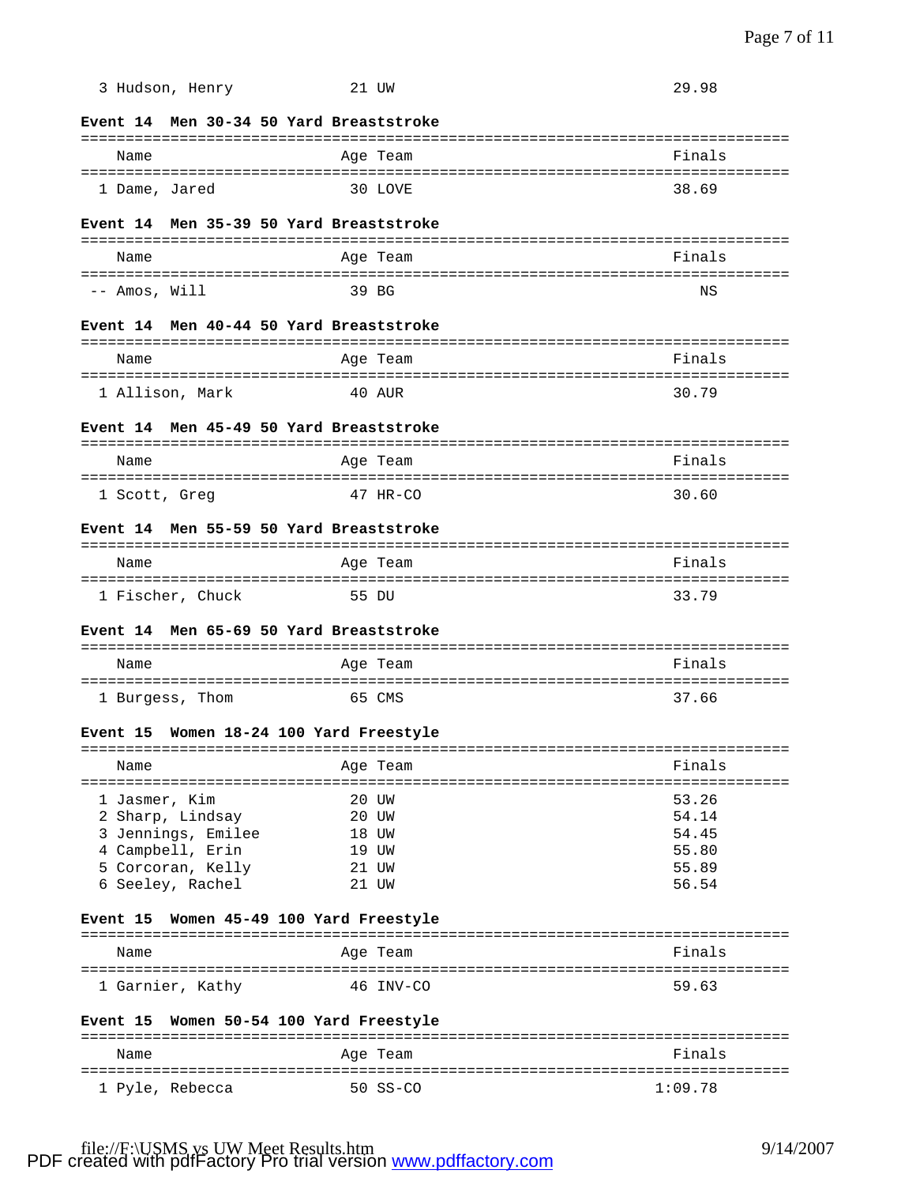| | Name | Age | Team | Finals |
|---|---|---|---|---|
| 3 | Hudson, Henry | 21 | UW | 29.98 |

**Event 14 Men 30-34 50 Yard Breaststroke**

| | Name | Age | Team | Finals |
|---|---|---|---|---|
| 1 | Dame, Jared | 30 | LOVE | 38.69 |

**Event 14 Men 35-39 50 Yard Breaststroke**

| | Name | Age | Team | Finals |
|---|---|---|---|---|
| -- | Amos, Will | 39 | BG | NS |

**Event 14 Men 40-44 50 Yard Breaststroke**

| | Name | Age | Team | Finals |
|---|---|---|---|---|
| 1 | Allison, Mark | 40 | AUR | 30.79 |

**Event 14 Men 45-49 50 Yard Breaststroke**

| | Name | Age | Team | Finals |
|---|---|---|---|---|
| 1 | Scott, Greg | 47 | HR-CO | 30.60 |

**Event 14 Men 55-59 50 Yard Breaststroke**

| | Name | Age | Team | Finals |
|---|---|---|---|---|
| 1 | Fischer, Chuck | 55 | DU | 33.79 |

**Event 14 Men 65-69 50 Yard Breaststroke**

| | Name | Age | Team | Finals |
|---|---|---|---|---|
| 1 | Burgess, Thom | 65 | CMS | 37.66 |

**Event 15 Women 18-24 100 Yard Freestyle**

| | Name | Age | Team | Finals |
|---|---|---|---|---|
| 1 | Jasmer, Kim | 20 | UW | 53.26 |
| 2 | Sharp, Lindsay | 20 | UW | 54.14 |
| 3 | Jennings, Emilee | 18 | UW | 54.45 |
| 4 | Campbell, Erin | 19 | UW | 55.80 |
| 5 | Corcoran, Kelly | 21 | UW | 55.89 |
| 6 | Seeley, Rachel | 21 | UW | 56.54 |

**Event 15 Women 45-49 100 Yard Freestyle**

| | Name | Age | Team | Finals |
|---|---|---|---|---|
| 1 | Garnier, Kathy | 46 | INV-CO | 59.63 |

**Event 15 Women 50-54 100 Yard Freestyle**

| | Name | Age | Team | Finals |
|---|---|---|---|---|
| 1 | Pyle, Rebecca | 50 | SS-CO | 1:09.78 |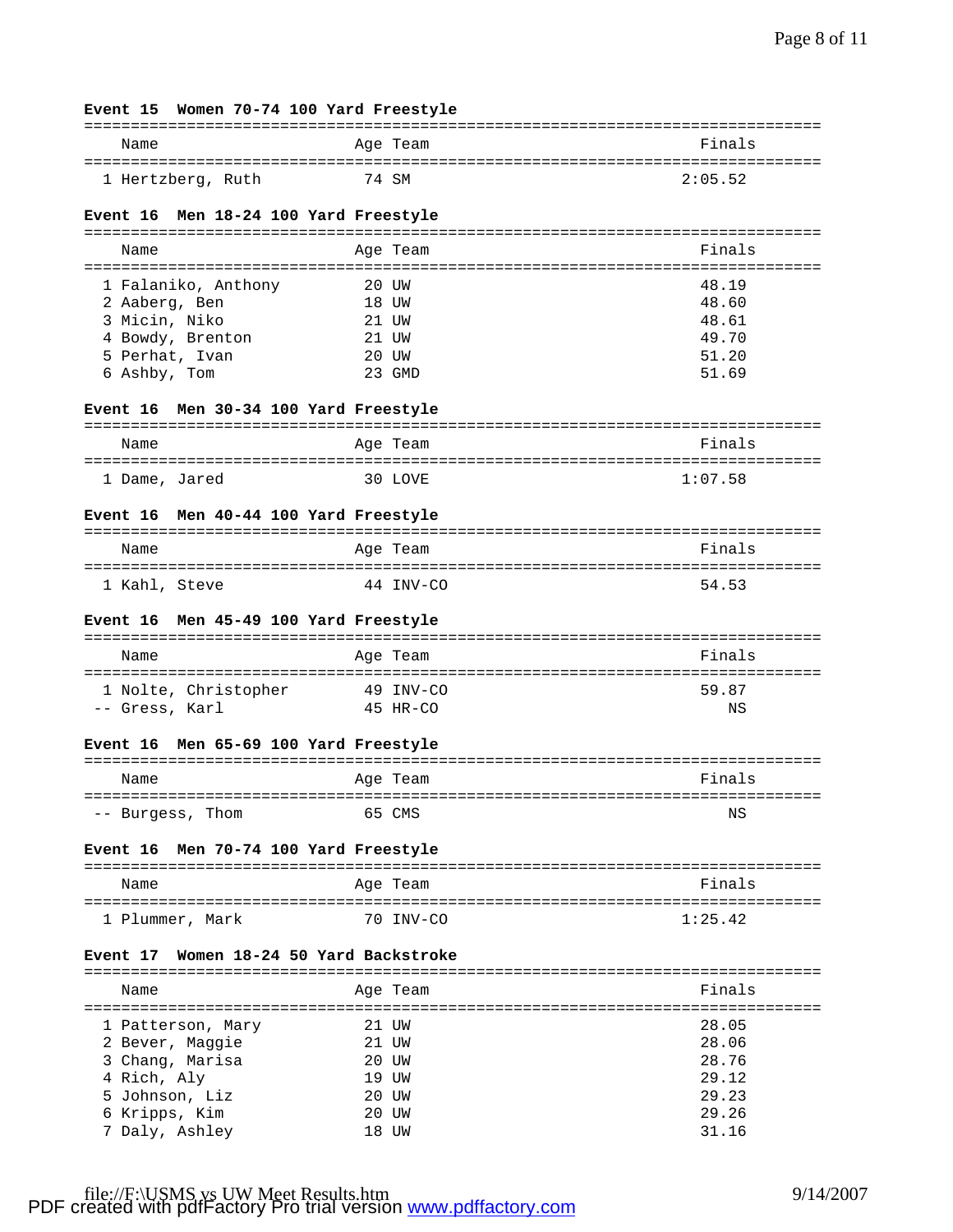### Event 15 Women 70-74 100 Yard Freestyle

| | Name | Age | Team | Finals |
|---|---|---|---|---|
| 1 | Hertzberg, Ruth | 74 | SM | 2:05.52 |

### Event 16 Men 18-24 100 Yard Freestyle

| | Name | Age | Team | Finals |
|---|---|---|---|---|
| 1 | Falaniko, Anthony | 20 | UW | 48.19 |
| 2 | Aaberg, Ben | 18 | UW | 48.60 |
| 3 | Micin, Niko | 21 | UW | 48.61 |
| 4 | Bowdy, Brenton | 21 | UW | 49.70 |
| 5 | Perhat, Ivan | 20 | UW | 51.20 |
| 6 | Ashby, Tom | 23 | GMD | 51.69 |

### Event 16 Men 30-34 100 Yard Freestyle

| | Name | Age | Team | Finals |
|---|---|---|---|---|
| 1 | Dame, Jared | 30 | LOVE | 1:07.58 |

### Event 16 Men 40-44 100 Yard Freestyle

| | Name | Age | Team | Finals |
|---|---|---|---|---|
| 1 | Kahl, Steve | 44 | INV-CO | 54.53 |

### Event 16 Men 45-49 100 Yard Freestyle

| | Name | Age | Team | Finals |
|---|---|---|---|---|
| 1 | Nolte, Christopher | 49 | INV-CO | 59.87 |
| -- | Gress, Karl | 45 | HR-CO | NS |

### Event 16 Men 65-69 100 Yard Freestyle

| | Name | Age | Team | Finals |
|---|---|---|---|---|
| -- | Burgess, Thom | 65 | CMS | NS |

### Event 16 Men 70-74 100 Yard Freestyle

| | Name | Age | Team | Finals |
|---|---|---|---|---|
| 1 | Plummer, Mark | 70 | INV-CO | 1:25.42 |

### Event 17 Women 18-24 50 Yard Backstroke

| | Name | Age | Team | Finals |
|---|---|---|---|---|
| 1 | Patterson, Mary | 21 | UW | 28.05 |
| 2 | Bever, Maggie | 21 | UW | 28.06 |
| 3 | Chang, Marisa | 20 | UW | 28.76 |
| 4 | Rich, Aly | 19 | UW | 29.12 |
| 5 | Johnson, Liz | 20 | UW | 29.23 |
| 6 | Kripps, Kim | 20 | UW | 29.26 |
| 7 | Daly, Ashley | 18 | UW | 31.16 |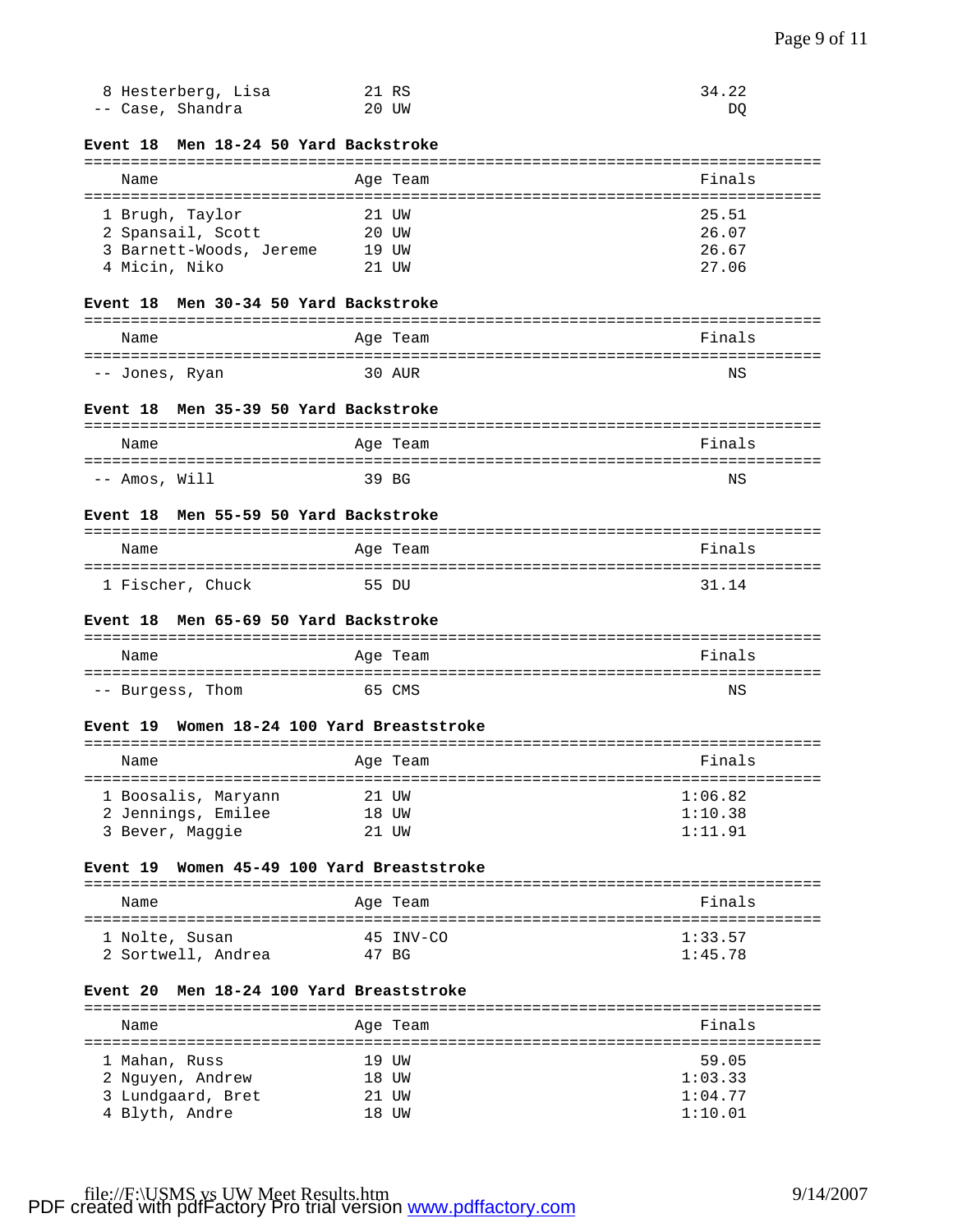| | Name | Age | Team | Finals |
|---|---|---|---|---|
| 8 | Hesterberg, Lisa | 21 | RS | 34.22 |
| -- | Case, Shandra | 20 | UW | DQ |

### Event 18  Men 18-24 50 Yard Backstroke

| | Name | Age | Team | Finals |
|---|---|---|---|---|
| 1 | Brugh, Taylor | 21 | UW | 25.51 |
| 2 | Spansail, Scott | 20 | UW | 26.07 |
| 3 | Barnett-Woods, Jereme | 19 | UW | 26.67 |
| 4 | Micin, Niko | 21 | UW | 27.06 |

### Event 18  Men 30-34 50 Yard Backstroke

| | Name | Age | Team | Finals |
|---|---|---|---|---|
| -- | Jones, Ryan | 30 | AUR | NS |

### Event 18  Men 35-39 50 Yard Backstroke

| | Name | Age | Team | Finals |
|---|---|---|---|---|
| -- | Amos, Will | 39 | BG | NS |

### Event 18  Men 55-59 50 Yard Backstroke

| | Name | Age | Team | Finals |
|---|---|---|---|---|
| 1 | Fischer, Chuck | 55 | DU | 31.14 |

### Event 18  Men 65-69 50 Yard Backstroke

| | Name | Age | Team | Finals |
|---|---|---|---|---|
| -- | Burgess, Thom | 65 | CMS | NS |

### Event 19  Women 18-24 100 Yard Breaststroke

| | Name | Age | Team | Finals |
|---|---|---|---|---|
| 1 | Boosalis, Maryann | 21 | UW | 1:06.82 |
| 2 | Jennings, Emilee | 18 | UW | 1:10.38 |
| 3 | Bever, Maggie | 21 | UW | 1:11.91 |

### Event 19  Women 45-49 100 Yard Breaststroke

| | Name | Age | Team | Finals |
|---|---|---|---|---|
| 1 | Nolte, Susan | 45 | INV-CO | 1:33.57 |
| 2 | Sortwell, Andrea | 47 | BG | 1:45.78 |

### Event 20  Men 18-24 100 Yard Breaststroke

| | Name | Age | Team | Finals |
|---|---|---|---|---|
| 1 | Mahan, Russ | 19 | UW | 59.05 |
| 2 | Nguyen, Andrew | 18 | UW | 1:03.33 |
| 3 | Lundgaard, Bret | 21 | UW | 1:04.77 |
| 4 | Blyth, Andre | 18 | UW | 1:10.01 |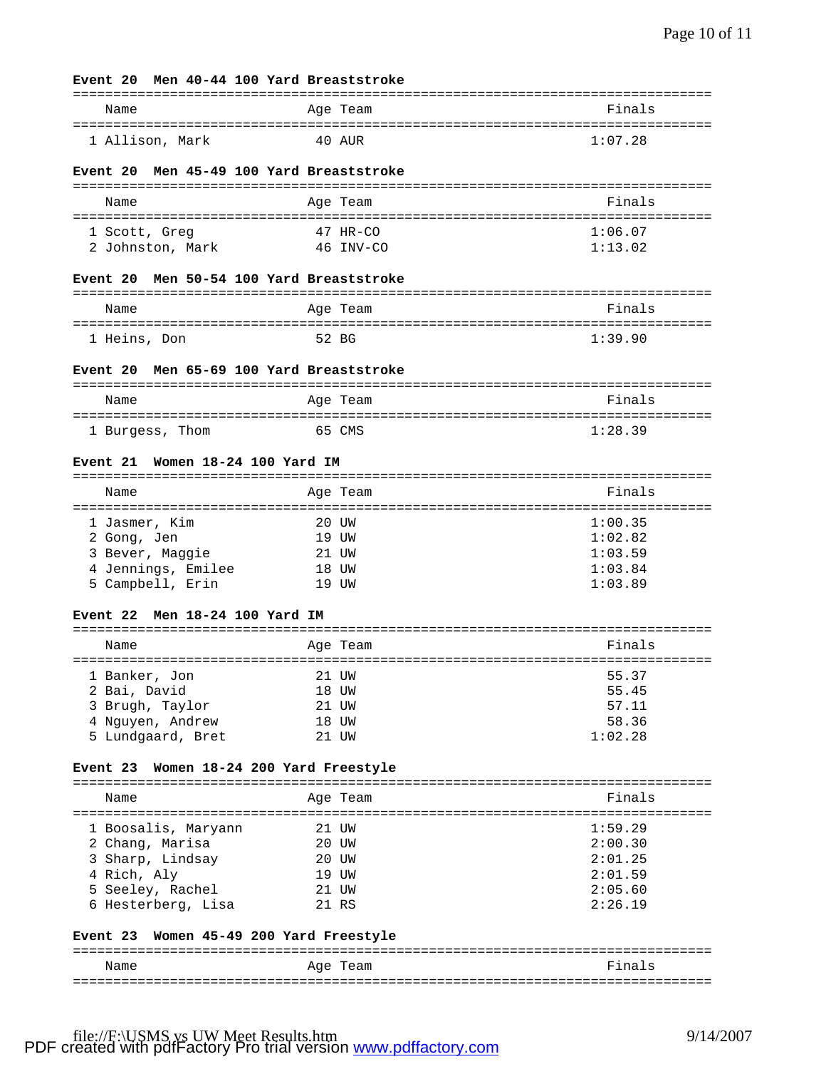**Event 20 Men 40-44 100 Yard Breaststroke**

| | Name | Age | Team | Finals |
|---|---|---|---|---|
| 1 | Allison, Mark | 40 | AUR | 1:07.28 |

**Event 20 Men 45-49 100 Yard Breaststroke**

| | Name | Age | Team | Finals |
|---|---|---|---|---|
| 1 | Scott, Greg | 47 | HR-CO | 1:06.07 |
| 2 | Johnston, Mark | 46 | INV-CO | 1:13.02 |

**Event 20 Men 50-54 100 Yard Breaststroke**

| | Name | Age | Team | Finals |
|---|---|---|---|---|
| 1 | Heins, Don | 52 | BG | 1:39.90 |

**Event 20 Men 65-69 100 Yard Breaststroke**

| | Name | Age | Team | Finals |
|---|---|---|---|---|
| 1 | Burgess, Thom | 65 | CMS | 1:28.39 |

**Event 21 Women 18-24 100 Yard IM**

| | Name | Age | Team | Finals |
|---|---|---|---|---|
| 1 | Jasmer, Kim | 20 | UW | 1:00.35 |
| 2 | Gong, Jen | 19 | UW | 1:02.82 |
| 3 | Bever, Maggie | 21 | UW | 1:03.59 |
| 4 | Jennings, Emilee | 18 | UW | 1:03.84 |
| 5 | Campbell, Erin | 19 | UW | 1:03.89 |

**Event 22 Men 18-24 100 Yard IM**

| | Name | Age | Team | Finals |
|---|---|---|---|---|
| 1 | Banker, Jon | 21 | UW | 55.37 |
| 2 | Bai, David | 18 | UW | 55.45 |
| 3 | Brugh, Taylor | 21 | UW | 57.11 |
| 4 | Nguyen, Andrew | 18 | UW | 58.36 |
| 5 | Lundgaard, Bret | 21 | UW | 1:02.28 |

**Event 23 Women 18-24 200 Yard Freestyle**

| | Name | Age | Team | Finals |
|---|---|---|---|---|
| 1 | Boosalis, Maryann | 21 | UW | 1:59.29 |
| 2 | Chang, Marisa | 20 | UW | 2:00.30 |
| 3 | Sharp, Lindsay | 20 | UW | 2:01.25 |
| 4 | Rich, Aly | 19 | UW | 2:01.59 |
| 5 | Seeley, Rachel | 21 | UW | 2:05.60 |
| 6 | Hesterberg, Lisa | 21 | RS | 2:26.19 |

**Event 23 Women 45-49 200 Yard Freestyle**

| | Name | Age | Team | Finals |
|---|---|---|---|---|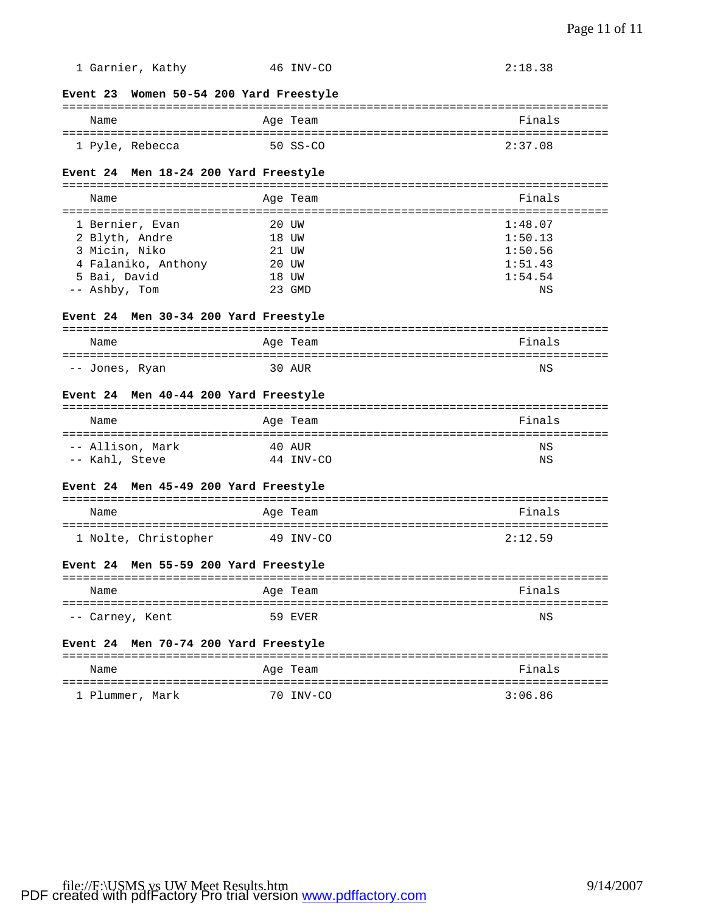| | | | |
|---|---|---|---|
| 1 | Garnier, Kathy | 46 INV-CO | 2:18.38 |

**Event 23 Women 50-54 200 Yard Freestyle**

| | Name | Age Team | Finals |
|---|---|---|---|
| 1 | Pyle, Rebecca | 50 SS-CO | 2:37.08 |

**Event 24 Men 18-24 200 Yard Freestyle**

| | Name | Age Team | Finals |
|---|---|---|---|
| 1 | Bernier, Evan | 20 UW | 1:48.07 |
| 2 | Blyth, Andre | 18 UW | 1:50.13 |
| 3 | Micin, Niko | 21 UW | 1:50.56 |
| 4 | Falaniko, Anthony | 20 UW | 1:51.43 |
| 5 | Bai, David | 18 UW | 1:54.54 |
| -- | Ashby, Tom | 23 GMD | NS |

**Event 24 Men 30-34 200 Yard Freestyle**

| | Name | Age Team | Finals |
|---|---|---|---|
| -- | Jones, Ryan | 30 AUR | NS |

**Event 24 Men 40-44 200 Yard Freestyle**

| | Name | Age Team | Finals |
|---|---|---|---|
| -- | Allison, Mark | 40 AUR | NS |
| -- | Kahl, Steve | 44 INV-CO | NS |

**Event 24 Men 45-49 200 Yard Freestyle**

| | Name | Age Team | Finals |
|---|---|---|---|
| 1 | Nolte, Christopher | 49 INV-CO | 2:12.59 |

**Event 24 Men 55-59 200 Yard Freestyle**

| | Name | Age Team | Finals |
|---|---|---|---|
| -- | Carney, Kent | 59 EVER | NS |

**Event 24 Men 70-74 200 Yard Freestyle**

| | Name | Age Team | Finals |
|---|---|---|---|
| 1 | Plummer, Mark | 70 INV-CO | 3:06.86 |